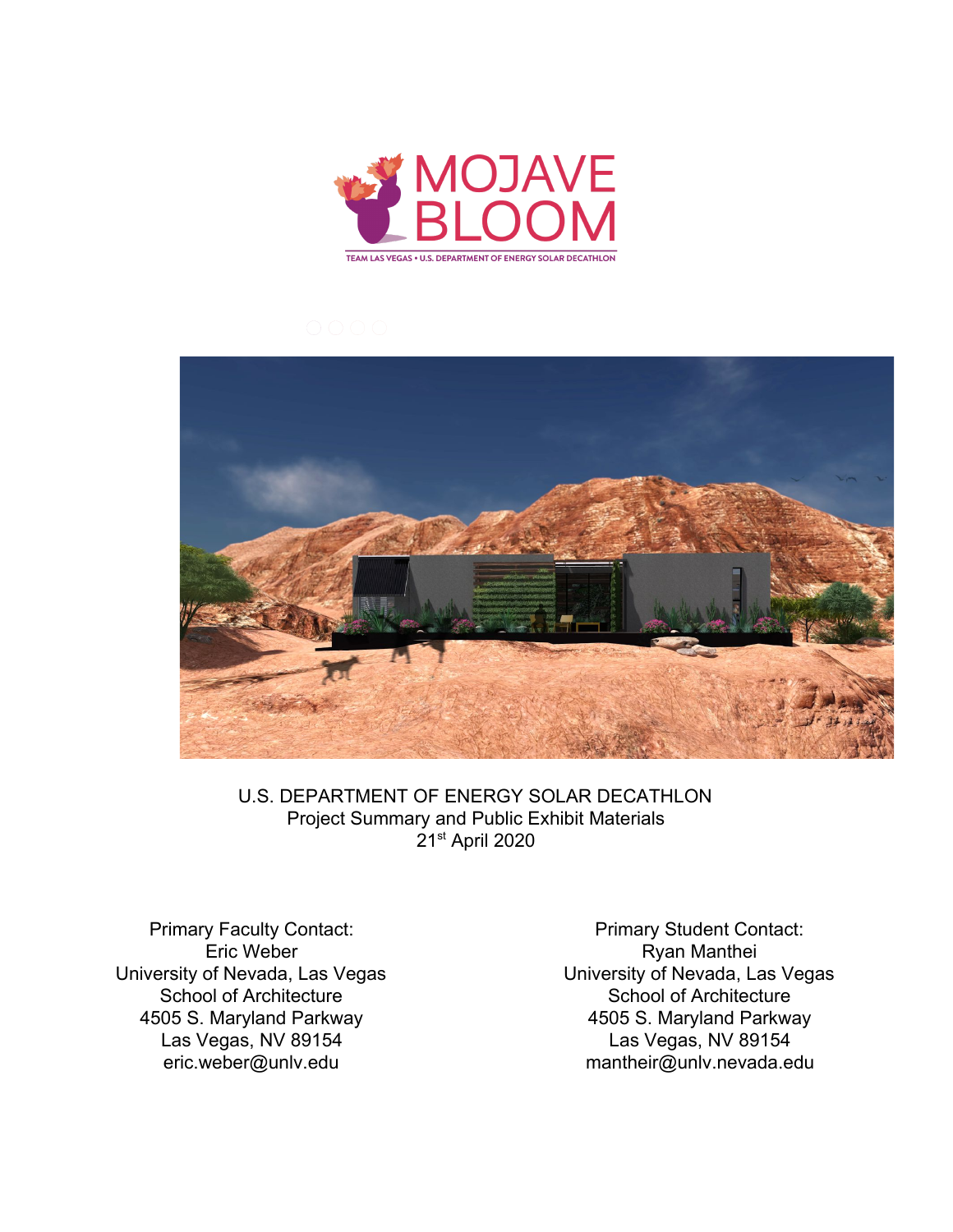# MOJAVE BLOOM

TEAM LAS VEGAS • U.S. DEPARTMENT OF ENERGY SOLAR DECATHLON

U.S. DEPARTMENT OF ENERGY SOLAR DECATHLON
Project Summary and Public Exhibit Materials
21st April 2020

Primary Faculty Contact:
Eric Weber
University of Nevada, Las Vegas
School of Architecture
4505 S. Maryland Parkway
Las Vegas, NV 89154
eric.weber@unlv.edu

Primary Student Contact:
Ryan Manthei
University of Nevada, Las Vegas
School of Architecture
4505 S. Maryland Parkway
Las Vegas, NV 89154
mantheir@unlv.nevada.edu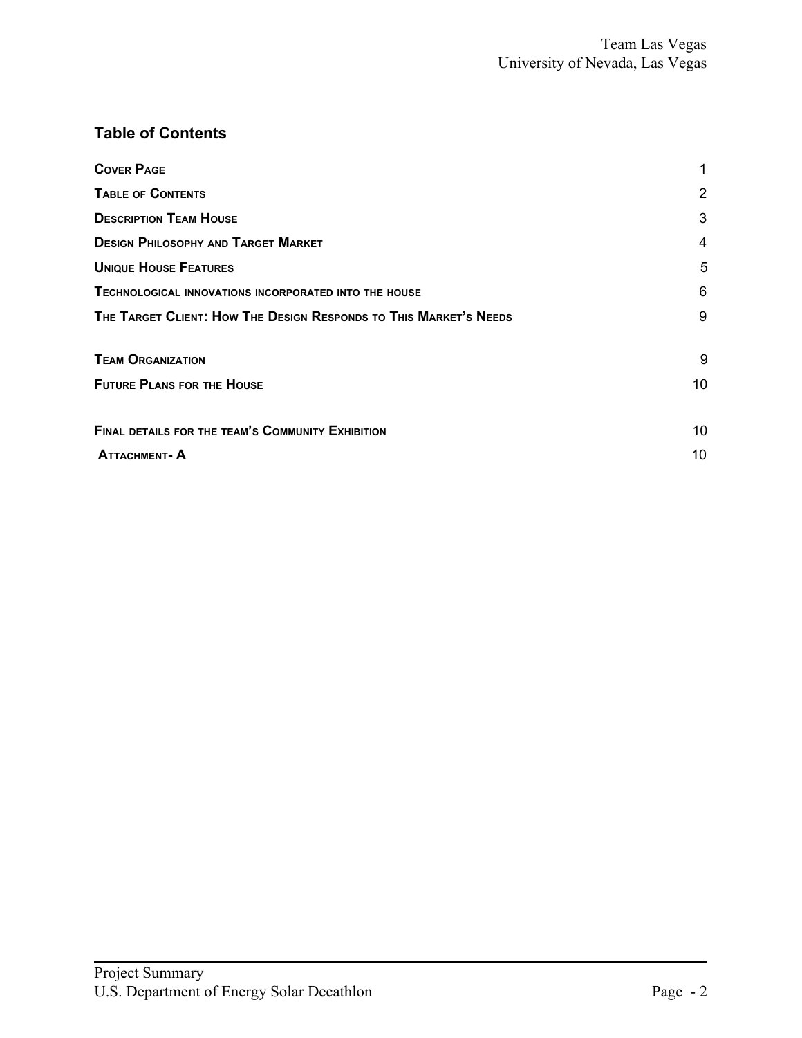## Table of Contents

| | |
|---|---|
| **Cover Page** | 1 |
| **Table of Contents** | 2 |
| **Description Team House** | 3 |
| **Design Philosophy and Target Market** | 4 |
| **Unique House Features** | 5 |
| **Technological innovations incorporated into the house** | 6 |
| **The Target Client: How The Design Responds to This Market's Needs** | 9 |
| **Team Organization** | 9 |
| **Future Plans for the House** | 10 |
| **Final details for the team's Community Exhibition** | 10 |
| **Attachment- A** | 10 |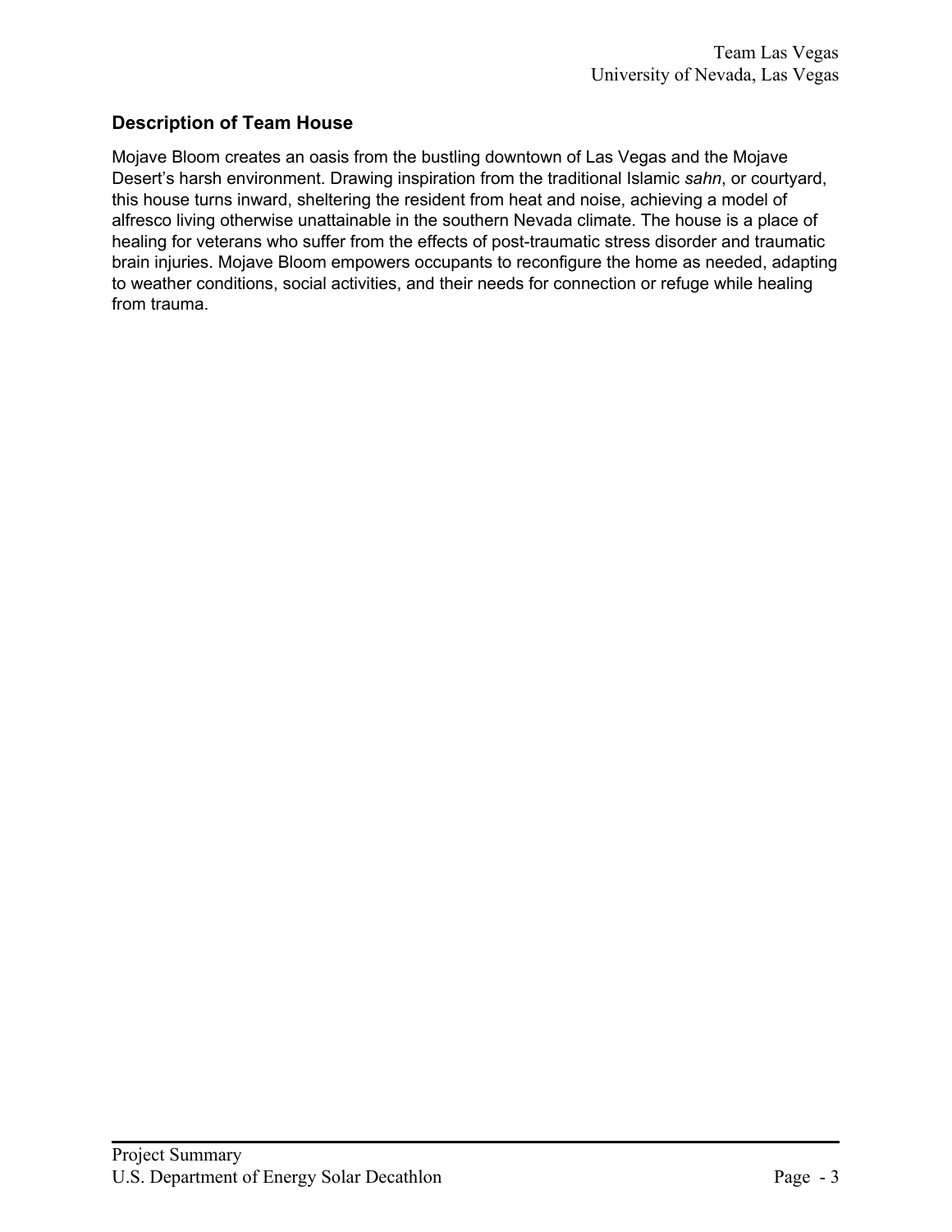## Description of Team House

Mojave Bloom creates an oasis from the bustling downtown of Las Vegas and the Mojave Desert's harsh environment. Drawing inspiration from the traditional Islamic *sahn*, or courtyard, this house turns inward, sheltering the resident from heat and noise, achieving a model of alfresco living otherwise unattainable in the southern Nevada climate. The house is a place of healing for veterans who suffer from the effects of post-traumatic stress disorder and traumatic brain injuries. Mojave Bloom empowers occupants to reconfigure the home as needed, adapting to weather conditions, social activities, and their needs for connection or refuge while healing from trauma.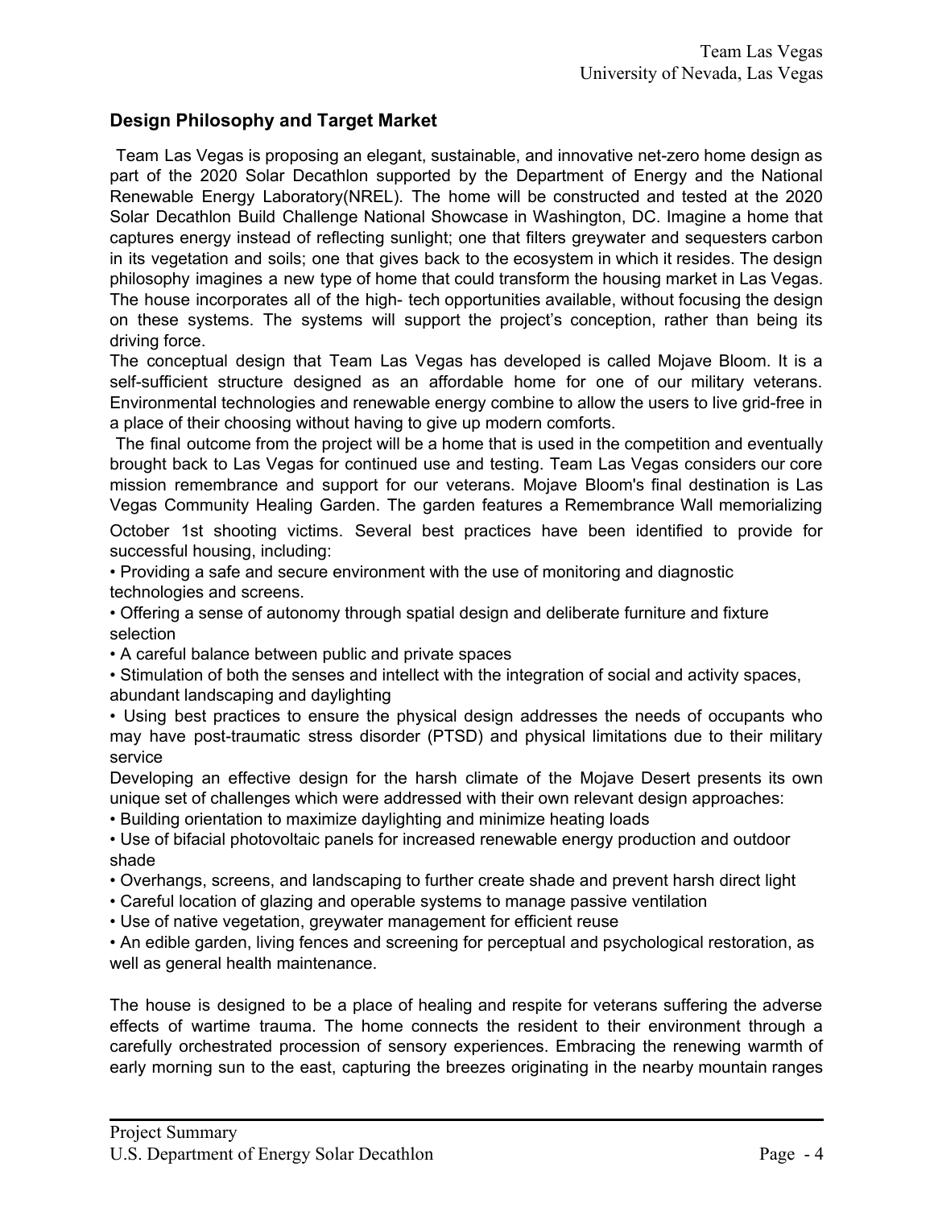## Design Philosophy and Target Market

Team Las Vegas is proposing an elegant, sustainable, and innovative net-zero home design as part of the 2020 Solar Decathlon supported by the Department of Energy and the National Renewable Energy Laboratory(NREL). The home will be constructed and tested at the 2020 Solar Decathlon Build Challenge National Showcase in Washington, DC. Imagine a home that captures energy instead of reflecting sunlight; one that filters greywater and sequesters carbon in its vegetation and soils; one that gives back to the ecosystem in which it resides. The design philosophy imagines a new type of home that could transform the housing market in Las Vegas. The house incorporates all of the high- tech opportunities available, without focusing the design on these systems. The systems will support the project's conception, rather than being its driving force.

The conceptual design that Team Las Vegas has developed is called Mojave Bloom. It is a self-sufficient structure designed as an affordable home for one of our military veterans. Environmental technologies and renewable energy combine to allow the users to live grid-free in a place of their choosing without having to give up modern comforts.

The final outcome from the project will be a home that is used in the competition and eventually brought back to Las Vegas for continued use and testing. Team Las Vegas considers our core mission remembrance and support for our veterans. Mojave Bloom's final destination is Las Vegas Community Healing Garden. The garden features a Remembrance Wall memorializing October 1st shooting victims. Several best practices have been identified to provide for successful housing, including:

- Providing a safe and secure environment with the use of monitoring and diagnostic technologies and screens.
- Offering a sense of autonomy through spatial design and deliberate furniture and fixture selection
- A careful balance between public and private spaces
- Stimulation of both the senses and intellect with the integration of social and activity spaces, abundant landscaping and daylighting
- Using best practices to ensure the physical design addresses the needs of occupants who may have post-traumatic stress disorder (PTSD) and physical limitations due to their military service

Developing an effective design for the harsh climate of the Mojave Desert presents its own unique set of challenges which were addressed with their own relevant design approaches:

- Building orientation to maximize daylighting and minimize heating loads
- Use of bifacial photovoltaic panels for increased renewable energy production and outdoor shade
- Overhangs, screens, and landscaping to further create shade and prevent harsh direct light
- Careful location of glazing and operable systems to manage passive ventilation
- Use of native vegetation, greywater management for efficient reuse
- An edible garden, living fences and screening for perceptual and psychological restoration, as well as general health maintenance.

The house is designed to be a place of healing and respite for veterans suffering the adverse effects of wartime trauma. The home connects the resident to their environment through a carefully orchestrated procession of sensory experiences. Embracing the renewing warmth of early morning sun to the east, capturing the breezes originating in the nearby mountain ranges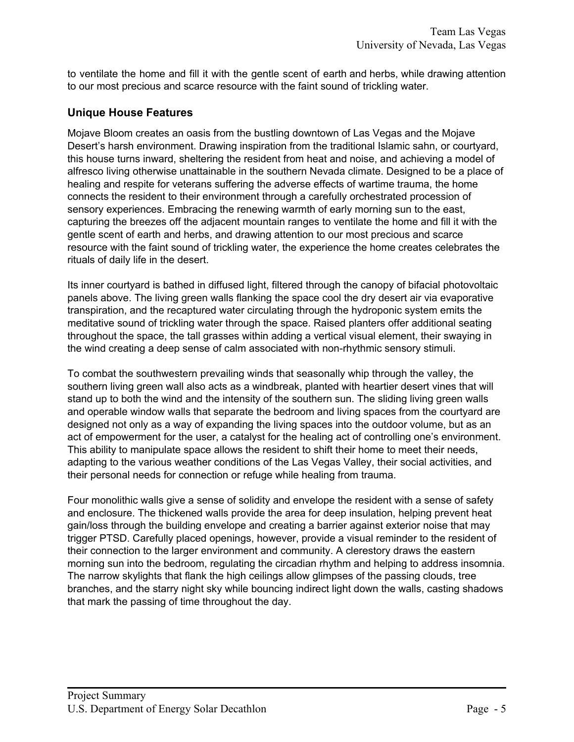to ventilate the home and fill it with the gentle scent of earth and herbs, while drawing attention to our most precious and scarce resource with the faint sound of trickling water.

## Unique House Features

Mojave Bloom creates an oasis from the bustling downtown of Las Vegas and the Mojave Desert's harsh environment. Drawing inspiration from the traditional Islamic sahn, or courtyard, this house turns inward, sheltering the resident from heat and noise, and achieving a model of alfresco living otherwise unattainable in the southern Nevada climate. Designed to be a place of healing and respite for veterans suffering the adverse effects of wartime trauma, the home connects the resident to their environment through a carefully orchestrated procession of sensory experiences. Embracing the renewing warmth of early morning sun to the east, capturing the breezes off the adjacent mountain ranges to ventilate the home and fill it with the gentle scent of earth and herbs, and drawing attention to our most precious and scarce resource with the faint sound of trickling water, the experience the home creates celebrates the rituals of daily life in the desert.

Its inner courtyard is bathed in diffused light, filtered through the canopy of bifacial photovoltaic panels above. The living green walls flanking the space cool the dry desert air via evaporative transpiration, and the recaptured water circulating through the hydroponic system emits the meditative sound of trickling water through the space. Raised planters offer additional seating throughout the space, the tall grasses within adding a vertical visual element, their swaying in the wind creating a deep sense of calm associated with non-rhythmic sensory stimuli.

To combat the southwestern prevailing winds that seasonally whip through the valley, the southern living green wall also acts as a windbreak, planted with heartier desert vines that will stand up to both the wind and the intensity of the southern sun. The sliding living green walls and operable window walls that separate the bedroom and living spaces from the courtyard are designed not only as a way of expanding the living spaces into the outdoor volume, but as an act of empowerment for the user, a catalyst for the healing act of controlling one's environment. This ability to manipulate space allows the resident to shift their home to meet their needs, adapting to the various weather conditions of the Las Vegas Valley, their social activities, and their personal needs for connection or refuge while healing from trauma.

Four monolithic walls give a sense of solidity and envelope the resident with a sense of safety and enclosure. The thickened walls provide the area for deep insulation, helping prevent heat gain/loss through the building envelope and creating a barrier against exterior noise that may trigger PTSD. Carefully placed openings, however, provide a visual reminder to the resident of their connection to the larger environment and community. A clerestory draws the eastern morning sun into the bedroom, regulating the circadian rhythm and helping to address insomnia. The narrow skylights that flank the high ceilings allow glimpses of the passing clouds, tree branches, and the starry night sky while bouncing indirect light down the walls, casting shadows that mark the passing of time throughout the day.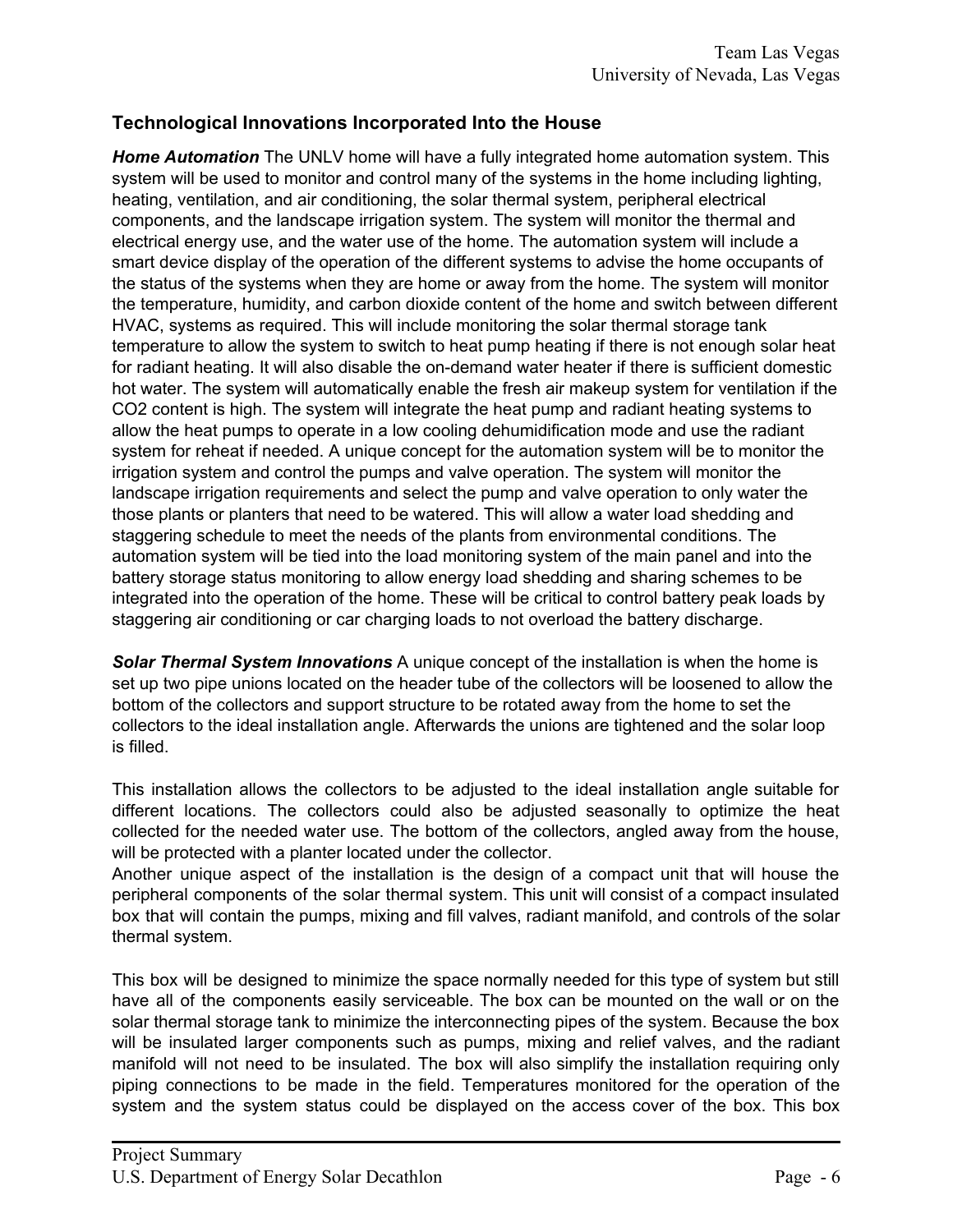## Technological Innovations Incorporated Into the House

***Home Automation*** The UNLV home will have a fully integrated home automation system. This system will be used to monitor and control many of the systems in the home including lighting, heating, ventilation, and air conditioning, the solar thermal system, peripheral electrical components, and the landscape irrigation system. The system will monitor the thermal and electrical energy use, and the water use of the home. The automation system will include a smart device display of the operation of the different systems to advise the home occupants of the status of the systems when they are home or away from the home. The system will monitor the temperature, humidity, and carbon dioxide content of the home and switch between different HVAC, systems as required. This will include monitoring the solar thermal storage tank temperature to allow the system to switch to heat pump heating if there is not enough solar heat for radiant heating. It will also disable the on-demand water heater if there is sufficient domestic hot water. The system will automatically enable the fresh air makeup system for ventilation if the $CO_2$ content is high. The system will integrate the heat pump and radiant heating systems to allow the heat pumps to operate in a low cooling dehumidification mode and use the radiant system for reheat if needed. A unique concept for the automation system will be to monitor the irrigation system and control the pumps and valve operation. The system will monitor the landscape irrigation requirements and select the pump and valve operation to only water the those plants or planters that need to be watered. This will allow a water load shedding and staggering schedule to meet the needs of the plants from environmental conditions. The automation system will be tied into the load monitoring system of the main panel and into the battery storage status monitoring to allow energy load shedding and sharing schemes to be integrated into the operation of the home. These will be critical to control battery peak loads by staggering air conditioning or car charging loads to not overload the battery discharge.

***Solar Thermal System Innovations*** A unique concept of the installation is when the home is set up two pipe unions located on the header tube of the collectors will be loosened to allow the bottom of the collectors and support structure to be rotated away from the home to set the collectors to the ideal installation angle. Afterwards the unions are tightened and the solar loop is filled.

This installation allows the collectors to be adjusted to the ideal installation angle suitable for different locations. The collectors could also be adjusted seasonally to optimize the heat collected for the needed water use. The bottom of the collectors, angled away from the house, will be protected with a planter located under the collector.

Another unique aspect of the installation is the design of a compact unit that will house the peripheral components of the solar thermal system. This unit will consist of a compact insulated box that will contain the pumps, mixing and fill valves, radiant manifold, and controls of the solar thermal system.

This box will be designed to minimize the space normally needed for this type of system but still have all of the components easily serviceable. The box can be mounted on the wall or on the solar thermal storage tank to minimize the interconnecting pipes of the system. Because the box will be insulated larger components such as pumps, mixing and relief valves, and the radiant manifold will not need to be insulated. The box will also simplify the installation requiring only piping connections to be made in the field. Temperatures monitored for the operation of the system and the system status could be displayed on the access cover of the box. This box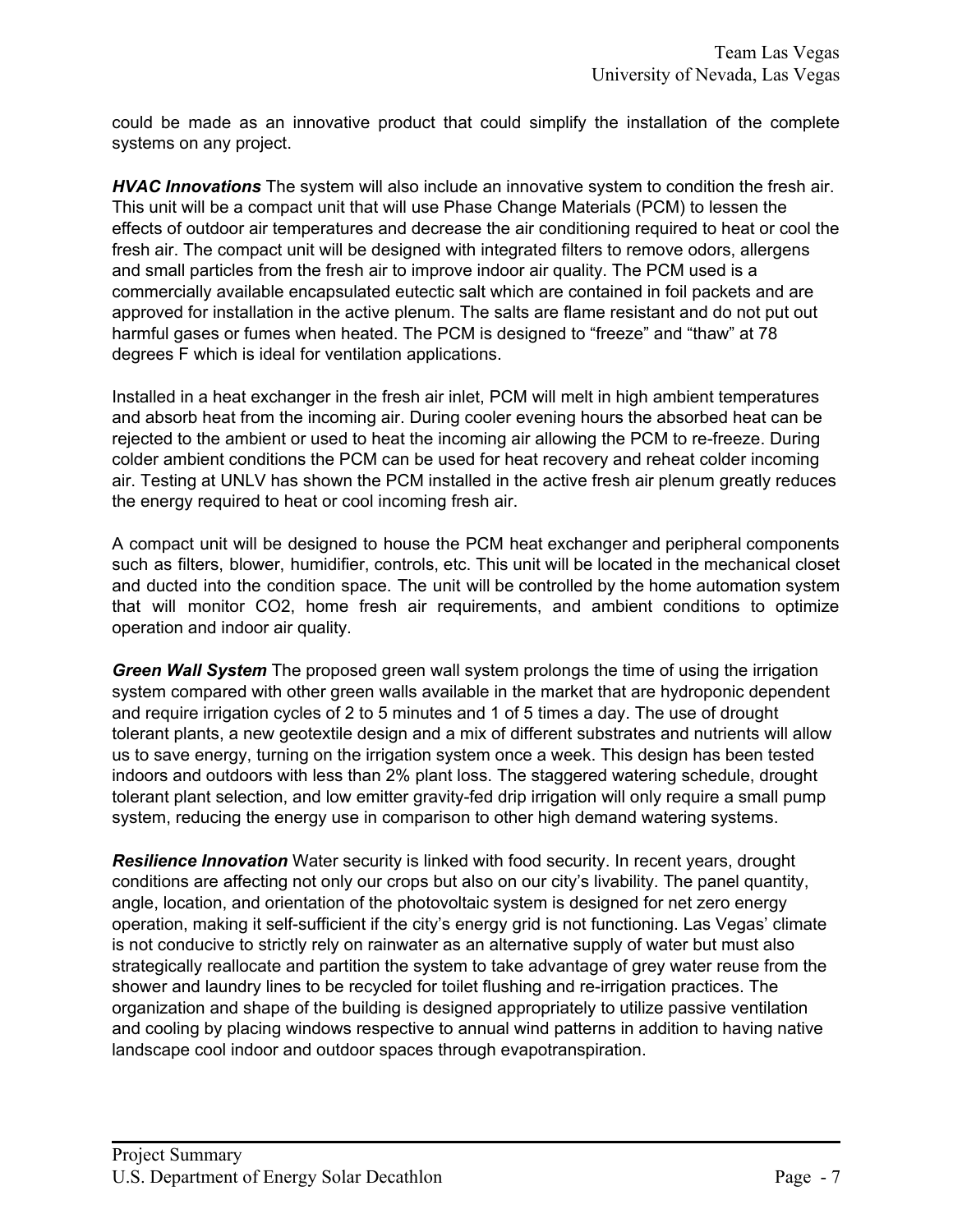could be made as an innovative product that could simplify the installation of the complete systems on any project.

***HVAC Innovations*** The system will also include an innovative system to condition the fresh air. This unit will be a compact unit that will use Phase Change Materials (PCM) to lessen the effects of outdoor air temperatures and decrease the air conditioning required to heat or cool the fresh air. The compact unit will be designed with integrated filters to remove odors, allergens and small particles from the fresh air to improve indoor air quality. The PCM used is a commercially available encapsulated eutectic salt which are contained in foil packets and are approved for installation in the active plenum. The salts are flame resistant and do not put out harmful gases or fumes when heated. The PCM is designed to "freeze" and "thaw" at 78 degrees F which is ideal for ventilation applications.

Installed in a heat exchanger in the fresh air inlet, PCM will melt in high ambient temperatures and absorb heat from the incoming air. During cooler evening hours the absorbed heat can be rejected to the ambient or used to heat the incoming air allowing the PCM to re-freeze. During colder ambient conditions the PCM can be used for heat recovery and reheat colder incoming air. Testing at UNLV has shown the PCM installed in the active fresh air plenum greatly reduces the energy required to heat or cool incoming fresh air.

A compact unit will be designed to house the PCM heat exchanger and peripheral components such as filters, blower, humidifier, controls, etc. This unit will be located in the mechanical closet and ducted into the condition space. The unit will be controlled by the home automation system that will monitor $CO_2$, home fresh air requirements, and ambient conditions to optimize operation and indoor air quality.

***Green Wall System*** The proposed green wall system prolongs the time of using the irrigation system compared with other green walls available in the market that are hydroponic dependent and require irrigation cycles of 2 to 5 minutes and 1 of 5 times a day. The use of drought tolerant plants, a new geotextile design and a mix of different substrates and nutrients will allow us to save energy, turning on the irrigation system once a week. This design has been tested indoors and outdoors with less than 2% plant loss. The staggered watering schedule, drought tolerant plant selection, and low emitter gravity-fed drip irrigation will only require a small pump system, reducing the energy use in comparison to other high demand watering systems.

***Resilience Innovation*** Water security is linked with food security. In recent years, drought conditions are affecting not only our crops but also on our city's livability. The panel quantity, angle, location, and orientation of the photovoltaic system is designed for net zero energy operation, making it self-sufficient if the city's energy grid is not functioning. Las Vegas' climate is not conducive to strictly rely on rainwater as an alternative supply of water but must also strategically reallocate and partition the system to take advantage of grey water reuse from the shower and laundry lines to be recycled for toilet flushing and re-irrigation practices. The organization and shape of the building is designed appropriately to utilize passive ventilation and cooling by placing windows respective to annual wind patterns in addition to having native landscape cool indoor and outdoor spaces through evapotranspiration.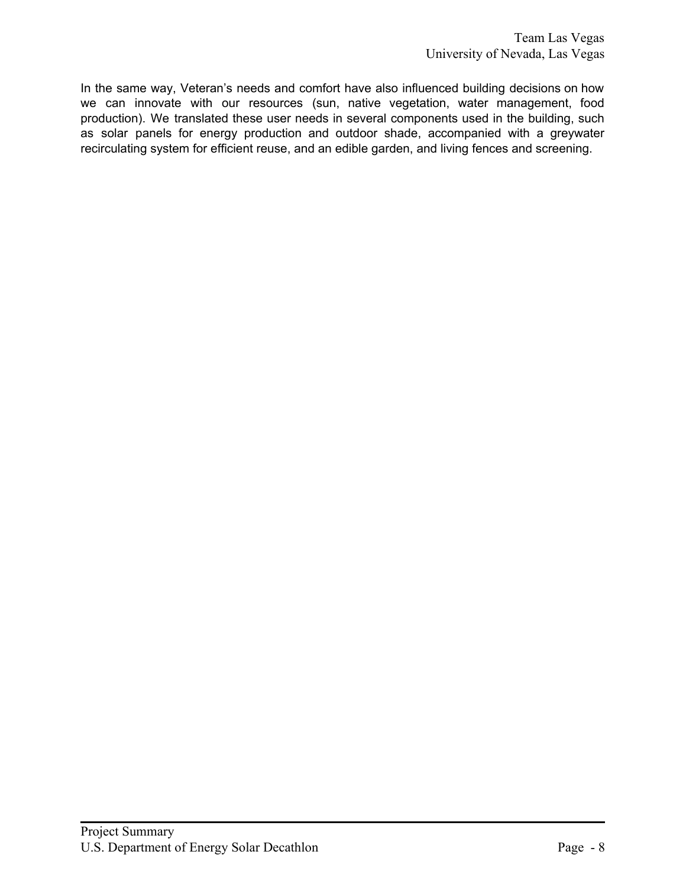In the same way, Veteran's needs and comfort have also influenced building decisions on how we can innovate with our resources (sun, native vegetation, water management, food production). We translated these user needs in several components used in the building, such as solar panels for energy production and outdoor shade, accompanied with a greywater recirculating system for efficient reuse, and an edible garden, and living fences and screening.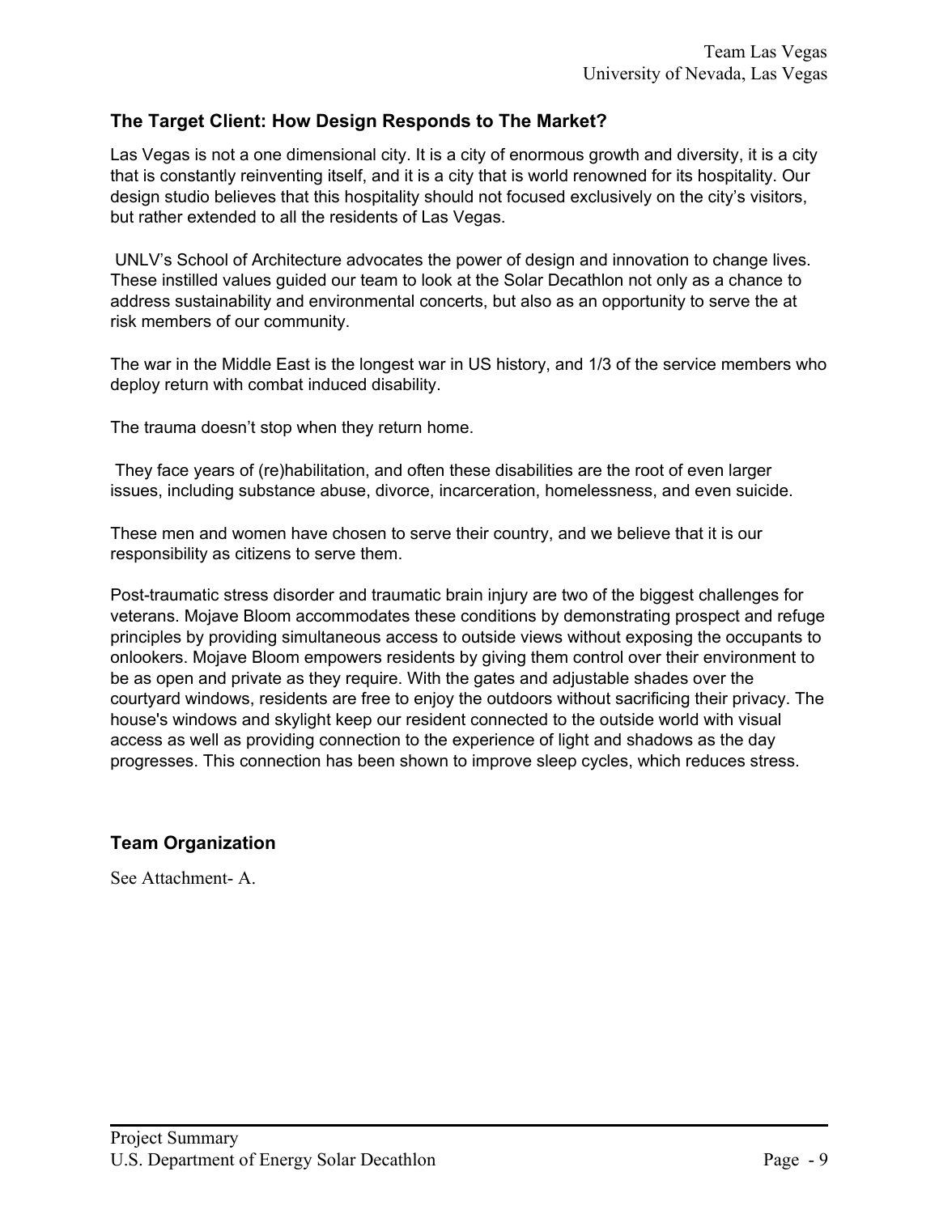## The Target Client: How Design Responds to The Market?

Las Vegas is not a one dimensional city. It is a city of enormous growth and diversity, it is a city that is constantly reinventing itself, and it is a city that is world renowned for its hospitality. Our design studio believes that this hospitality should not focused exclusively on the city's visitors, but rather extended to all the residents of Las Vegas.

UNLV's School of Architecture advocates the power of design and innovation to change lives. These instilled values guided our team to look at the Solar Decathlon not only as a chance to address sustainability and environmental concerts, but also as an opportunity to serve the at risk members of our community.

The war in the Middle East is the longest war in US history, and 1/3 of the service members who deploy return with combat induced disability.

The trauma doesn't stop when they return home.

They face years of (re)habilitation, and often these disabilities are the root of even larger issues, including substance abuse, divorce, incarceration, homelessness, and even suicide.

These men and women have chosen to serve their country, and we believe that it is our responsibility as citizens to serve them.

Post-traumatic stress disorder and traumatic brain injury are two of the biggest challenges for veterans. Mojave Bloom accommodates these conditions by demonstrating prospect and refuge principles by providing simultaneous access to outside views without exposing the occupants to onlookers. Mojave Bloom empowers residents by giving them control over their environment to be as open and private as they require. With the gates and adjustable shades over the courtyard windows, residents are free to enjoy the outdoors without sacrificing their privacy. The house's windows and skylight keep our resident connected to the outside world with visual access as well as providing connection to the experience of light and shadows as the day progresses. This connection has been shown to improve sleep cycles, which reduces stress.

## Team Organization

See Attachment- A.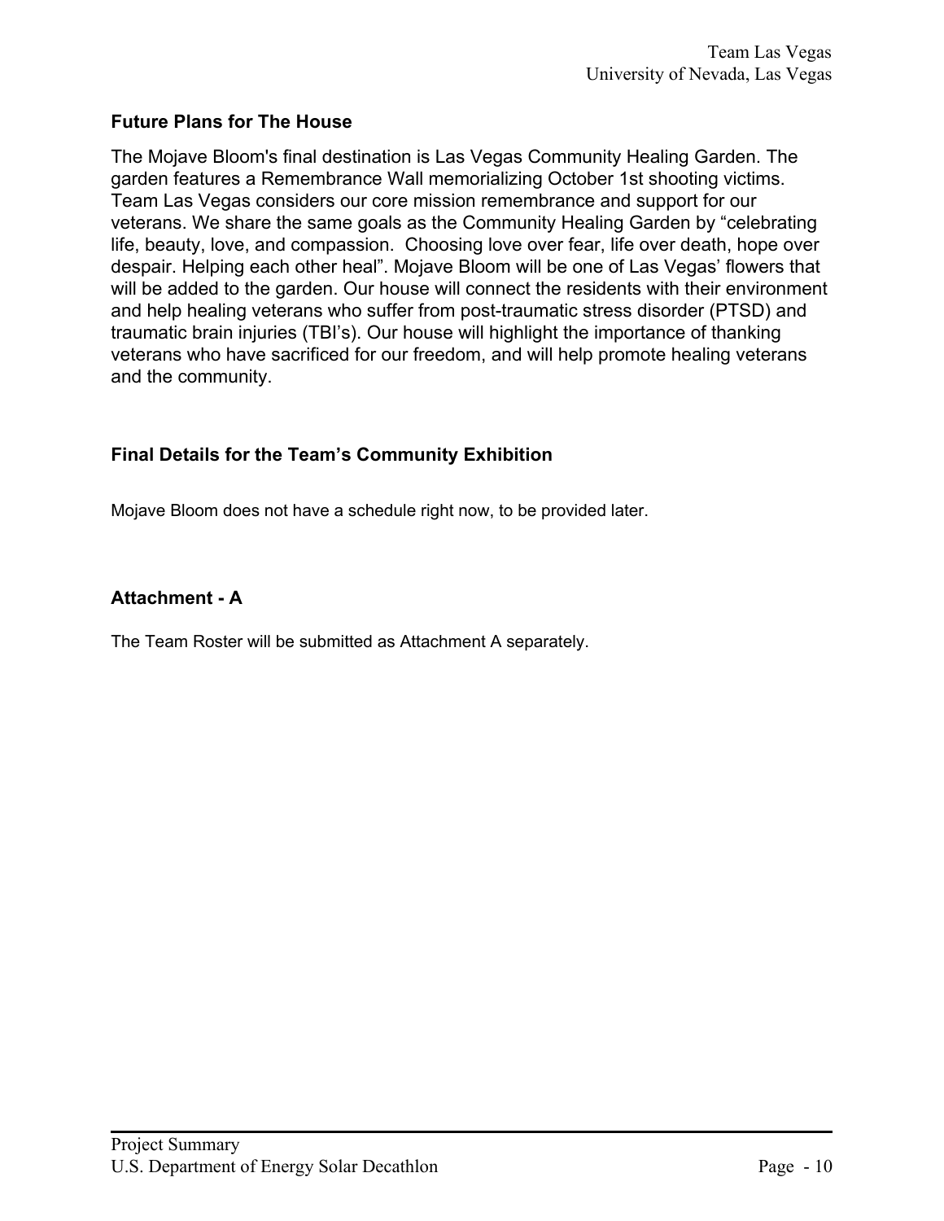## Future Plans for The House

The Mojave Bloom's final destination is Las Vegas Community Healing Garden. The garden features a Remembrance Wall memorializing October 1st shooting victims. Team Las Vegas considers our core mission remembrance and support for our veterans. We share the same goals as the Community Healing Garden by "celebrating life, beauty, love, and compassion.  Choosing love over fear, life over death, hope over despair. Helping each other heal". Mojave Bloom will be one of Las Vegas' flowers that will be added to the garden. Our house will connect the residents with their environment and help healing veterans who suffer from post-traumatic stress disorder (PTSD) and traumatic brain injuries (TBI's). Our house will highlight the importance of thanking veterans who have sacrificed for our freedom, and will help promote healing veterans and the community.

## Final Details for the Team's Community Exhibition

Mojave Bloom does not have a schedule right now, to be provided later.

## Attachment - A

The Team Roster will be submitted as Attachment A separately.